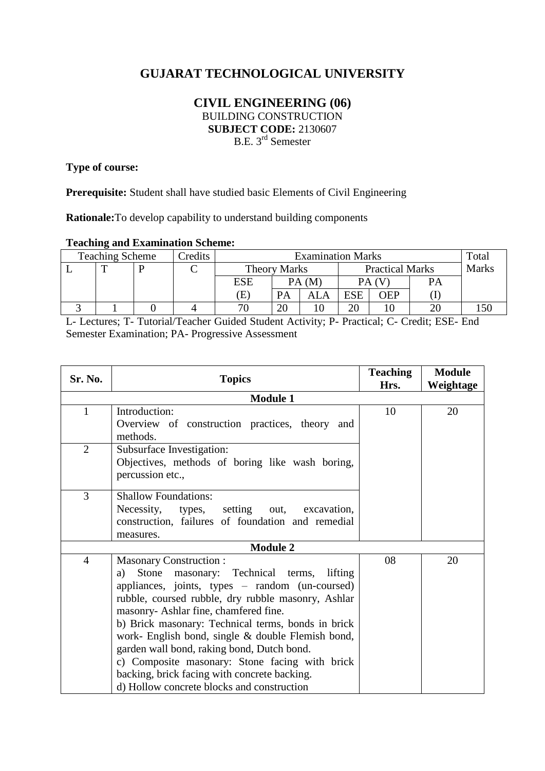# GUJARAT TECHNOLOGICAL UNIVERSITY

## CIVIL ENGINEERING (06)

BUILDING CONSTRUCTION

**SUBJECT CODE:** 2130607

B.E. 3rd Semester

**Type of course:**

**Prerequisite:** Student shall have studied basic Elements of Civil Engineering

**Rationale:**To develop capability to understand building components

**Teaching and Examination Scheme:**

| Teaching Scheme | | | Credits | Examination Marks | | | | | | Total Marks |
|---|---|---|---|---|---|---|---|---|---|---|
| L | T | P | C | Theory Marks | | | Practical Marks | | | |
| | | | | ESE | PA (M) | | PA (V) | | PA | |
| | | | | (E) | PA | ALA | ESE | OEP | (I) | |
| 3 | 1 | 0 | 4 | 70 | 20 | 10 | 20 | 10 | 20 | 150 |

L- Lectures; T- Tutorial/Teacher Guided Student Activity; P- Practical; C- Credit; ESE- End Semester Examination; PA- Progressive Assessment

| Sr. No. | Topics | Teaching Hrs. | Module Weightage |
|---|---|---|---|
| | **Module 1** | | |
| 1 | Introduction:<br>Overview of construction practices, theory and methods. | 10 | 20 |
| 2 | Subsurface Investigation:<br>Objectives, methods of boring like wash boring, percussion etc., | | |
| 3 | Shallow Foundations:<br>Necessity, types, setting out, excavation, construction, failures of foundation and remedial measures. | | |
| | **Module 2** | | |
| 4 | Masonary Construction :<br>a) Stone masonary: Technical terms, lifting appliances, joints, types – random (un-coursed) rubble, coursed rubble, dry rubble masonry, Ashlar masonry- Ashlar fine, chamfered fine.<br>b) Brick masonary: Technical terms, bonds in brick work- English bond, single & double Flemish bond, garden wall bond, raking bond, Dutch bond.<br>c) Composite masonary: Stone facing with brick backing, brick facing with concrete backing.<br>d) Hollow concrete blocks and construction | 08 | 20 |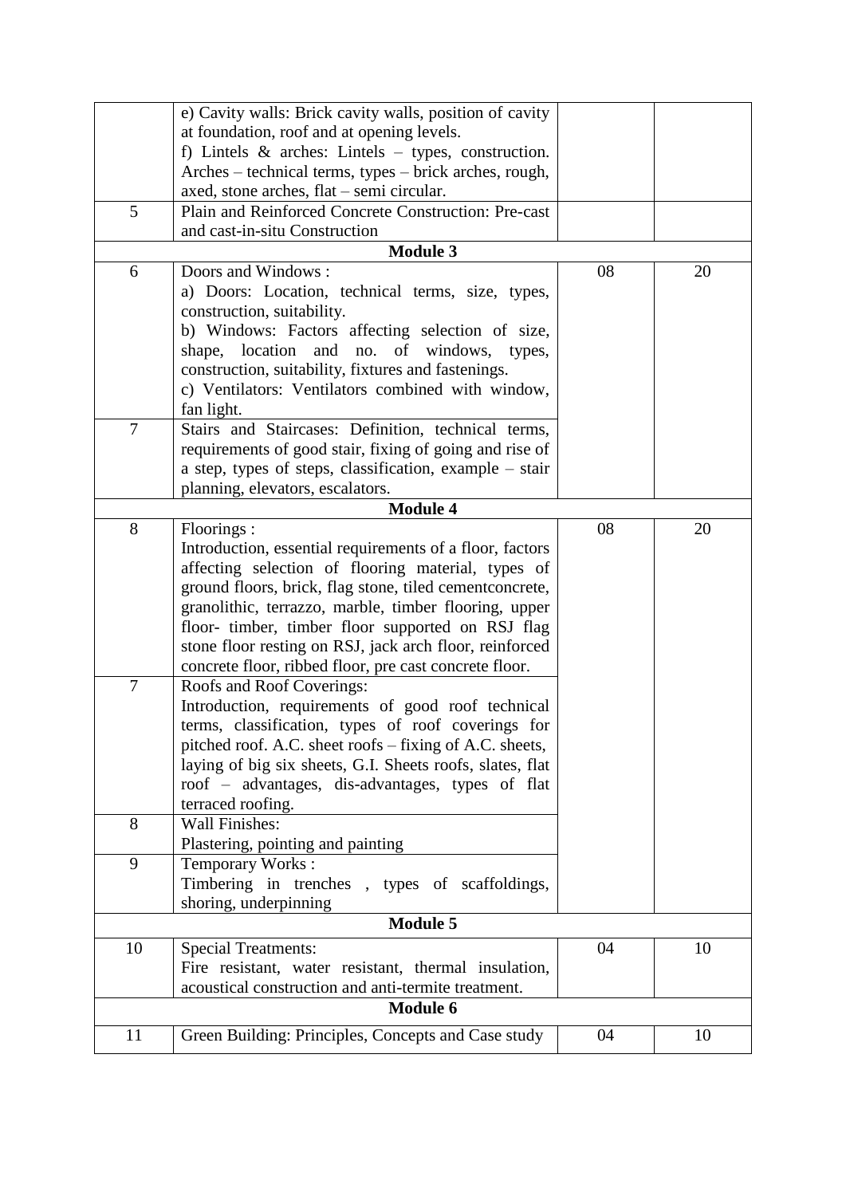| | | | |
|---|---|---|---|
| | e) Cavity walls: Brick cavity walls, position of cavity at foundation, roof and at opening levels.<br>f) Lintels & arches: Lintels – types, construction. Arches – technical terms, types – brick arches, rough, axed, stone arches, flat – semi circular. | | |
| 5 | Plain and Reinforced Concrete Construction: Pre-cast and cast-in-situ Construction | | |
| | **Module 3** | | |
| 6 | Doors and Windows :<br>a) Doors: Location, technical terms, size, types, construction, suitability.<br>b) Windows: Factors affecting selection of size, shape, location and no. of windows, types, construction, suitability, fixtures and fastenings.<br>c) Ventilators: Ventilators combined with window, fan light. | 08 | 20 |
| 7 | Stairs and Staircases: Definition, technical terms, requirements of good stair, fixing of going and rise of a step, types of steps, classification, example – stair planning, elevators, escalators. | | |
| | **Module 4** | | |
| 8 | Floorings :<br>Introduction, essential requirements of a floor, factors affecting selection of flooring material, types of ground floors, brick, flag stone, tiled cementconcrete, granolithic, terrazzo, marble, timber flooring, upper floor- timber, timber floor supported on RSJ flag stone floor resting on RSJ, jack arch floor, reinforced concrete floor, ribbed floor, pre cast concrete floor. | 08 | 20 |
| 7 | Roofs and Roof Coverings:<br>Introduction, requirements of good roof technical terms, classification, types of roof coverings for pitched roof. A.C. sheet roofs – fixing of A.C. sheets, laying of big six sheets, G.I. Sheets roofs, slates, flat roof – advantages, dis-advantages, types of flat terraced roofing. | | |
| 8 | Wall Finishes:<br>Plastering, pointing and painting | | |
| 9 | Temporary Works :<br>Timbering in trenches , types of scaffoldings, shoring, underpinning | | |
| | **Module 5** | | |
| 10 | Special Treatments:<br>Fire resistant, water resistant, thermal insulation, acoustical construction and anti-termite treatment. | 04 | 10 |
| | **Module 6** | | |
| 11 | Green Building: Principles, Concepts and Case study | 04 | 10 |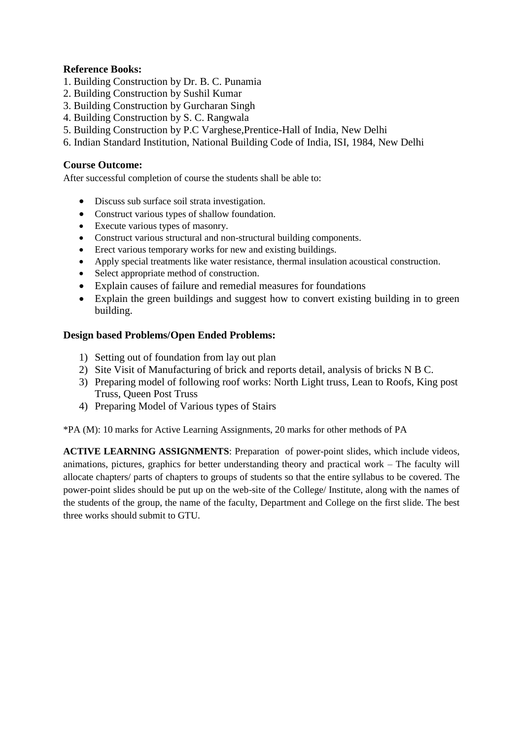**Reference Books:**

1. Building Construction by Dr. B. C. Punamia
2. Building Construction by Sushil Kumar
3. Building Construction by Gurcharan Singh
4. Building Construction by S. C. Rangwala
5. Building Construction by P.C Varghese,Prentice-Hall of India, New Delhi
6. Indian Standard Institution, National Building Code of India, ISI, 1984, New Delhi

**Course Outcome:**

After successful completion of course the students shall be able to:

- Discuss sub surface soil strata investigation.
- Construct various types of shallow foundation.
- Execute various types of masonry.
- Construct various structural and non-structural building components.
- Erect various temporary works for new and existing buildings.
- Apply special treatments like water resistance, thermal insulation acoustical construction.
- Select appropriate method of construction.
- Explain causes of failure and remedial measures for foundations
- Explain the green buildings and suggest how to convert existing building in to green building.

**Design based Problems/Open Ended Problems:**

1) Setting out of foundation from lay out plan
2) Site Visit of Manufacturing of brick and reports detail, analysis of bricks N B C.
3) Preparing model of following roof works: North Light truss, Lean to Roofs, King post Truss, Queen Post Truss
4) Preparing Model of Various types of Stairs

*PA (M): 10 marks for Active Learning Assignments, 20 marks for other methods of PA

**ACTIVE LEARNING ASSIGNMENTS**: Preparation of power-point slides, which include videos, animations, pictures, graphics for better understanding theory and practical work – The faculty will allocate chapters/ parts of chapters to groups of students so that the entire syllabus to be covered. The power-point slides should be put up on the web-site of the College/ Institute, along with the names of the students of the group, the name of the faculty, Department and College on the first slide. The best three works should submit to GTU.